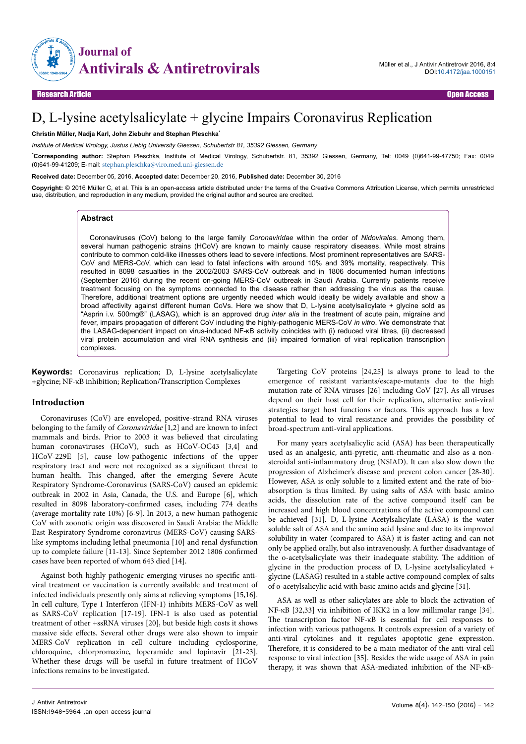# D, L-lysine acetylsalicylate + glycine Impairs Coronavirus Replication

**Christin Müller, Nadja Karl, John Ziebuhr and Stephan Pleschka***

*Institute of Medical Virology, Justus Liebig University Giessen, Schubertstr 81, 35392 Giessen, Germany*

***Corresponding author:** Stephan Pleschka, Institute of Medical Virology, Schubertstr. 81, 35392 Giessen, Germany, Tel: 0049 (0)641-99-47750; Fax: 0049 (0)641-99-41209; E-mail: stephan.pleschka@viro.med.uni-giessen.de

**Received date:** December 05, 2016, **Accepted date:** December 20, 2016, **Published date:** December 30, 2016

**Copyright:** © 2016 Müller C, et al. This is an open-access article distributed under the terms of the Creative Commons Attribution License, which permits unrestricted use, distribution, and reproduction in any medium, provided the original author and source are credited.

## Abstract

Coronaviruses (CoV) belong to the large family *Coronaviridae* within the order of *Nidovirales*. Among them, several human pathogenic strains (HCoV) are known to mainly cause respiratory diseases. While most strains contribute to common cold-like illnesses others lead to severe infections. Most prominent representatives are SARS-CoV and MERS-CoV, which can lead to fatal infections with around 10% and 39% mortality, respectively. This resulted in 8098 casualties in the 2002/2003 SARS-CoV outbreak and in 1806 documented human infections (September 2016) during the recent on-going MERS-CoV outbreak in Saudi Arabia. Currently patients receive treatment focusing on the symptoms connected to the disease rather than addressing the virus as the cause. Therefore, additional treatment options are urgently needed which would ideally be widely available and show a broad affectivity against different human CoVs. Here we show that D, L-lysine acetylsalicylate + glycine sold as "Asprin i.v. 500mg®" (LASAG), which is an approved drug *inter alia* in the treatment of acute pain, migraine and fever, impairs propagation of different CoV including the highly-pathogenic MERS-CoV *in vitro*. We demonstrate that the LASAG-dependent impact on virus-induced NF-κB activity coincides with (i) reduced viral titres, (ii) decreased viral protein accumulation and viral RNA synthesis and (iii) impaired formation of viral replication transcription complexes.

**Keywords:** Coronavirus replication; D, L-lysine acetylsalicylate +glycine; NF-κB inhibition; Replication/Transcription Complexes

## Introduction

Coronaviruses (CoV) are enveloped, positive-strand RNA viruses belonging to the family of *Coronaviridae* [1,2] and are known to infect mammals and birds. Prior to 2003 it was believed that circulating human coronaviruses (HCoV), such as HCoV-OC43 [3,4] and HCoV-229E [5], cause low-pathogenic infections of the upper respiratory tract and were not recognized as a significant threat to human health. This changed, after the emerging Severe Acute Respiratory Syndrome-Coronavirus (SARS-CoV) caused an epidemic outbreak in 2002 in Asia, Canada, the U.S. and Europe [6], which resulted in 8098 laboratory-confirmed cases, including 774 deaths (average mortality rate 10%) [6-9]. In 2013, a new human pathogenic CoV with zoonotic origin was discovered in Saudi Arabia: the Middle East Respiratory Syndrome coronavirus (MERS-CoV) causing SARS-like symptoms including lethal pneumonia [10] and renal dysfunction up to complete failure [11-13]. Since September 2012 1806 confirmed cases have been reported of whom 643 died [14].

Against both highly pathogenic emerging viruses no specific anti-viral treatment or vaccination is currently available and treatment of infected individuals presently only aims at relieving symptoms [15,16]. In cell culture, Type 1 Interferon (IFN-1) inhibits MERS-CoV as well as SARS-CoV replication [17-19]. IFN-1 is also used as potential treatment of other +ssRNA viruses [20], but beside high costs it shows massive side effects. Several other drugs were also shown to impair MERS-CoV replication in cell culture including cyclosporine, chloroquine, chlorpromazine, loperamide and lopinavir [21-23]. Whether these drugs will be useful in future treatment of HCoV infections remains to be investigated.

Targeting CoV proteins [24,25] is always prone to lead to the emergence of resistant variants/escape-mutants due to the high mutation rate of RNA viruses [26] including CoV [27]. As all viruses depend on their host cell for their replication, alternative anti-viral strategies target host functions or factors. This approach has a low potential to lead to viral resistance and provides the possibility of broad-spectrum anti-viral applications.

For many years acetylsalicylic acid (ASA) has been therapeutically used as an analgesic, anti-pyretic, anti-rheumatic and also as a non-steroidal anti-inflammatory drug (NSIAD). It can also slow down the progression of Alzheimer's disease and prevent colon cancer [28-30]. However, ASA is only soluble to a limited extent and the rate of bio-absorption is thus limited. By using salts of ASA with basic amino acids, the dissolution rate of the active compound itself can be increased and high blood concentrations of the active compound can be achieved [31]. D, L-lysine Acetylsalicylate (LASA) is the water soluble salt of ASA and the amino acid lysine and due to its improved solubility in water (compared to ASA) it is faster acting and can not only be applied orally, but also intravenously. A further disadvantage of the o-acetylsalicylate was their inadequate stability. The addition of glycine in the production process of D, L-lysine acetylsalicylated + glycine (LASAG) resulted in a stable active compound complex of salts of o-acetylsalicylic acid with basic amino acids and glycine [31].

ASA as well as other salicylates are able to block the activation of NF-κB [32,33] via inhibition of IKK2 in a low millimolar range [34]. The transcription factor NF-κB is essential for cell responses to infection with various pathogens. It controls expression of a variety of anti-viral cytokines and it regulates apoptotic gene expression. Therefore, it is considered to be a main mediator of the anti-viral cell response to viral infection [35]. Besides the wide usage of ASA in pain therapy, it was shown that ASA-mediated inhibition of the NF-κB-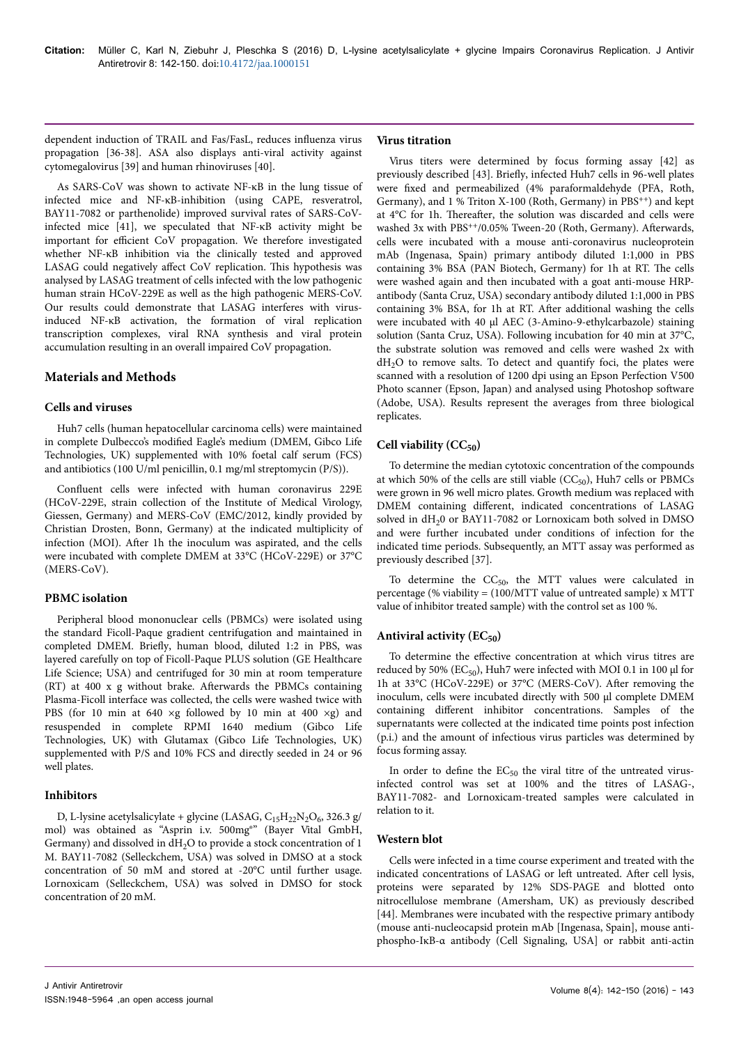dependent induction of TRAIL and Fas/FasL, reduces influenza virus propagation [36-38]. ASA also displays anti-viral activity against cytomegalovirus [39] and human rhinoviruses [40].

As SARS-CoV was shown to activate NF-κB in the lung tissue of infected mice and NF-κB-inhibition (using CAPE, resveratrol, BAY11-7082 or parthenolide) improved survival rates of SARS-CoV-infected mice [41], we speculated that NF-κB activity might be important for efficient CoV propagation. We therefore investigated whether NF-κB inhibition via the clinically tested and approved LASAG could negatively affect CoV replication. This hypothesis was analysed by LASAG treatment of cells infected with the low pathogenic human strain HCoV-229E as well as the high pathogenic MERS-CoV. Our results could demonstrate that LASAG interferes with virus-induced NF-κB activation, the formation of viral replication transcription complexes, viral RNA synthesis and viral protein accumulation resulting in an overall impaired CoV propagation.

## Materials and Methods

### Cells and viruses

Huh7 cells (human hepatocellular carcinoma cells) were maintained in complete Dulbecco's modified Eagle's medium (DMEM, Gibco Life Technologies, UK) supplemented with 10% foetal calf serum (FCS) and antibiotics (100 U/ml penicillin, 0.1 mg/ml streptomycin (P/S)).

Confluent cells were infected with human coronavirus 229E (HCoV-229E, strain collection of the Institute of Medical Virology, Giessen, Germany) and MERS-CoV (EMC/2012, kindly provided by Christian Drosten, Bonn, Germany) at the indicated multiplicity of infection (MOI). After 1h the inoculum was aspirated, and the cells were incubated with complete DMEM at 33°C (HCoV-229E) or 37°C (MERS-CoV).

### PBMC isolation

Peripheral blood mononuclear cells (PBMCs) were isolated using the standard Ficoll-Paque gradient centrifugation and maintained in completed DMEM. Briefly, human blood, diluted 1:2 in PBS, was layered carefully on top of Ficoll-Paque PLUS solution (GE Healthcare Life Science; USA) and centrifuged for 30 min at room temperature (RT) at 400 x g without brake. Afterwards the PBMCs containing Plasma-Ficoll interface was collected, the cells were washed twice with PBS (for 10 min at 640 ×g followed by 10 min at 400 ×g) and resuspended in complete RPMI 1640 medium (Gibco Life Technologies, UK) with Glutamax (Gibco Life Technologies, UK) supplemented with P/S and 10% FCS and directly seeded in 24 or 96 well plates.

### Inhibitors

D, L-lysine acetylsalicylate + glycine (LASAG, $C_{15}H_{22}N_2O_6$, 326.3 g/mol) was obtained as "Asprin i.v. 500mg®" (Bayer Vital GmbH, Germany) and dissolved in $dH_2O$ to provide a stock concentration of 1 M. BAY11-7082 (Selleckchem, USA) was solved in DMSO at a stock concentration of 50 mM and stored at -20°C until further usage. Lornoxicam (Selleckchem, USA) was solved in DMSO for stock concentration of 20 mM.

### Virus titration

Virus titers were determined by focus forming assay [42] as previously described [43]. Briefly, infected Huh7 cells in 96-well plates were fixed and permeabilized (4% paraformaldehyde (PFA, Roth, Germany), and 1 % Triton X-100 (Roth, Germany) in PBS$^{++}$) and kept at 4°C for 1h. Thereafter, the solution was discarded and cells were washed 3x with PBS$^{++}$/0.05% Tween-20 (Roth, Germany). Afterwards, cells were incubated with a mouse anti-coronavirus nucleoprotein mAb (Ingenasa, Spain) primary antibody diluted 1:1,000 in PBS containing 3% BSA (PAN Biotech, Germany) for 1h at RT. The cells were washed again and then incubated with a goat anti-mouse HRP-antibody (Santa Cruz, USA) secondary antibody diluted 1:1,000 in PBS containing 3% BSA, for 1h at RT. After additional washing the cells were incubated with 40 µl AEC (3-Amino-9-ethylcarbazole) staining solution (Santa Cruz, USA). Following incubation for 40 min at 37°C, the substrate solution was removed and cells were washed 2x with $dH_2O$ to remove salts. To detect and quantify foci, the plates were scanned with a resolution of 1200 dpi using an Epson Perfection V500 Photo scanner (Epson, Japan) and analysed using Photoshop software (Adobe, USA). Results represent the averages from three biological replicates.

### Cell viability ($CC_{50}$)

To determine the median cytotoxic concentration of the compounds at which 50% of the cells are still viable ($CC_{50}$), Huh7 cells or PBMCs were grown in 96 well micro plates. Growth medium was replaced with DMEM containing different, indicated concentrations of LASAG solved in $dH_2O$ or BAY11-7082 or Lornoxicam both solved in DMSO and were further incubated under conditions of infection for the indicated time periods. Subsequently, an MTT assay was performed as previously described [37].

To determine the $CC_{50}$, the MTT values were calculated in percentage (% viability = (100/MTT value of untreated sample) x MTT value of inhibitor treated sample) with the control set as 100 %.

### Antiviral activity ($EC_{50}$)

To determine the effective concentration at which virus titres are reduced by 50% ($EC_{50}$), Huh7 were infected with MOI 0.1 in 100 µl for 1h at 33°C (HCoV-229E) or 37°C (MERS-CoV). After removing the inoculum, cells were incubated directly with 500 µl complete DMEM containing different inhibitor concentrations. Samples of the supernatants were collected at the indicated time points post infection (p.i.) and the amount of infectious virus particles was determined by focus forming assay.

In order to define the $EC_{50}$ the viral titre of the untreated virus-infected control was set at 100% and the titres of LASAG-, BAY11-7082- and Lornoxicam-treated samples were calculated in relation to it.

### Western blot

Cells were infected in a time course experiment and treated with the indicated concentrations of LASAG or left untreated. After cell lysis, proteins were separated by 12% SDS-PAGE and blotted onto nitrocellulose membrane (Amersham, UK) as previously described [44]. Membranes were incubated with the respective primary antibody (mouse anti-nucleocapsid protein mAb [Ingenasa, Spain], mouse anti-phospho-IκB-α antibody (Cell Signaling, USA] or rabbit anti-actin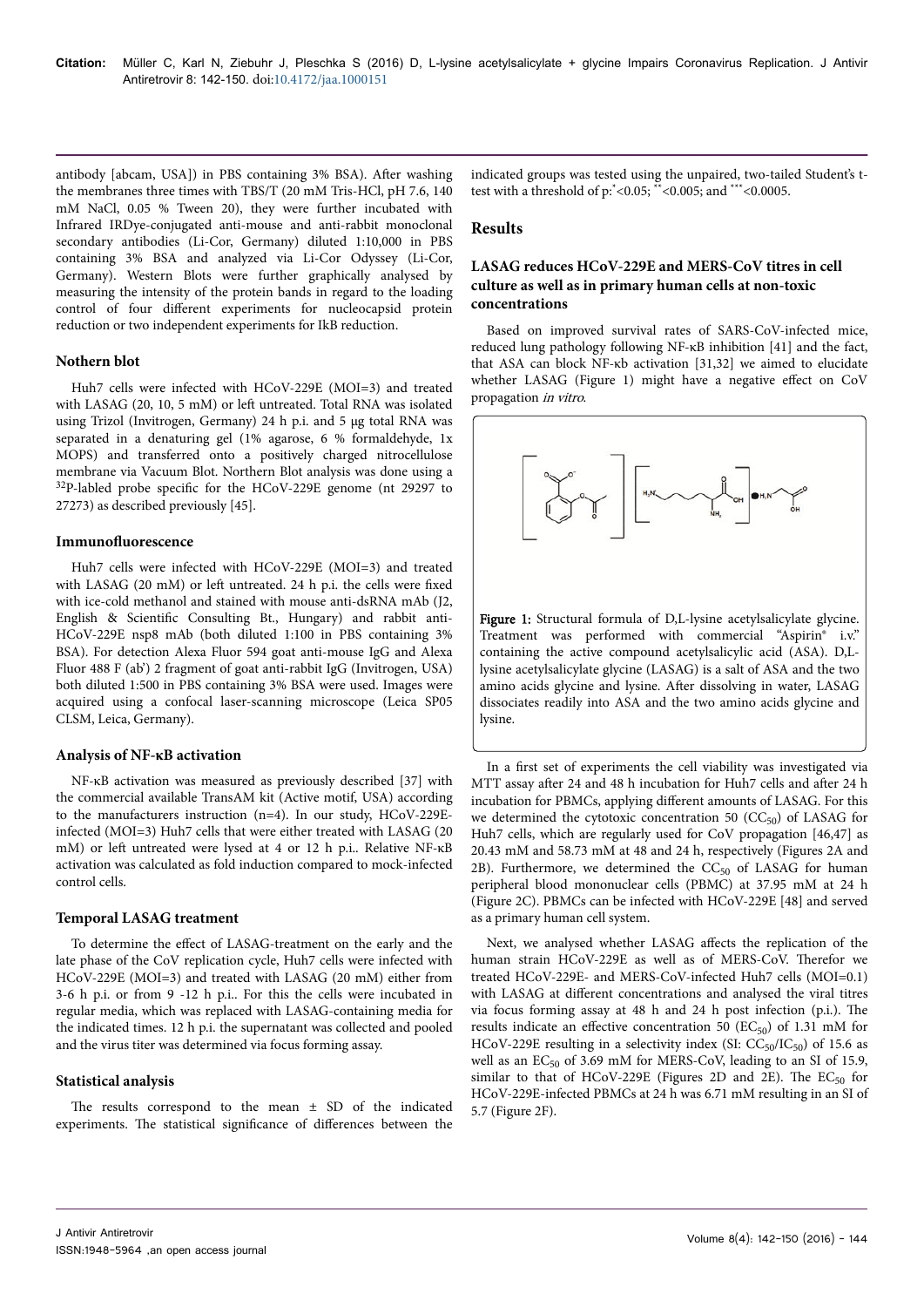antibody [abcam, USA]) in PBS containing 3% BSA). After washing the membranes three times with TBS/T (20 mM Tris-HCl, pH 7.6, 140 mM NaCl, 0.05 % Tween 20), they were further incubated with Infrared IRDye-conjugated anti-mouse and anti-rabbit monoclonal secondary antibodies (Li-Cor, Germany) diluted 1:10,000 in PBS containing 3% BSA and analyzed via Li-Cor Odyssey (Li-Cor, Germany). Western Blots were further graphically analysed by measuring the intensity of the protein bands in regard to the loading control of four different experiments for nucleocapsid protein reduction or two independent experiments for IkB reduction.

### Nothern blot

Huh7 cells were infected with HCoV-229E (MOI=3) and treated with LASAG (20, 10, 5 mM) or left untreated. Total RNA was isolated using Trizol (Invitrogen, Germany) 24 h p.i. and 5 µg total RNA was separated in a denaturing gel (1% agarose, 6 % formaldehyde, 1x MOPS) and transferred onto a positively charged nitrocellulose membrane via Vacuum Blot. Northern Blot analysis was done using a $^{32}$P-labled probe specific for the HCoV-229E genome (nt 29297 to 27273) as described previously [45].

### Immunofluorescence

Huh7 cells were infected with HCoV-229E (MOI=3) and treated with LASAG (20 mM) or left untreated. 24 h p.i. the cells were fixed with ice-cold methanol and stained with mouse anti-dsRNA mAb (J2, English & Scientific Consulting Bt., Hungary) and rabbit anti-HCoV-229E nsp8 mAb (both diluted 1:100 in PBS containing 3% BSA). For detection Alexa Fluor 594 goat anti-mouse IgG and Alexa Fluor 488 F (ab') 2 fragment of goat anti-rabbit IgG (Invitrogen, USA) both diluted 1:500 in PBS containing 3% BSA were used. Images were acquired using a confocal laser-scanning microscope (Leica SP05 CLSM, Leica, Germany).

### Analysis of NF-κB activation

NF-κB activation was measured as previously described [37] with the commercial available TransAM kit (Active motif, USA) according to the manufacturers instruction (n=4). In our study, HCoV-229E-infected (MOI=3) Huh7 cells that were either treated with LASAG (20 mM) or left untreated were lysed at 4 or 12 h p.i.. Relative NF-κB activation was calculated as fold induction compared to mock-infected control cells.

### Temporal LASAG treatment

To determine the effect of LASAG-treatment on the early and the late phase of the CoV replication cycle, Huh7 cells were infected with HCoV-229E (MOI=3) and treated with LASAG (20 mM) either from 3-6 h p.i. or from 9 -12 h p.i.. For this the cells were incubated in regular media, which was replaced with LASAG-containing media for the indicated times. 12 h p.i. the supernatant was collected and pooled and the virus titer was determined via focus forming assay.

### Statistical analysis

The results correspond to the mean ± SD of the indicated experiments. The statistical significance of differences between the indicated groups was tested using the unpaired, two-tailed Student's t-test with a threshold of p:$^{*}$<0.05; $^{**}$<0.005; and $^{***}$<0.0005.

## Results

### LASAG reduces HCoV-229E and MERS-CoV titres in cell culture as well as in primary human cells at non-toxic concentrations

Based on improved survival rates of SARS-CoV-infected mice, reduced lung pathology following NF-κB inhibition [41] and the fact, that ASA can block NF-κb activation [31,32] we aimed to elucidate whether LASAG (Figure 1) might have a negative effect on CoV propagation *in vitro*.

**Figure 1:** Structural formula of D,L-lysine acetylsalicylate glycine. Treatment was performed with commercial "Aspirin® i.v." containing the active compound acetylsalicylic acid (ASA). D,L-lysine acetylsalicylate glycine (LASAG) is a salt of ASA and the two amino acids glycine and lysine. After dissolving in water, LASAG dissociates readily into ASA and the two amino acids glycine and lysine.

In a first set of experiments the cell viability was investigated via MTT assay after 24 and 48 h incubation for Huh7 cells and after 24 h incubation for PBMCs, applying different amounts of LASAG. For this we determined the cytotoxic concentration 50 ($CC_{50}$) of LASAG for Huh7 cells, which are regularly used for CoV propagation [46,47] as 20.43 mM and 58.73 mM at 48 and 24 h, respectively (Figures 2A and 2B). Furthermore, we determined the $CC_{50}$ of LASAG for human peripheral blood mononuclear cells (PBMC) at 37.95 mM at 24 h (Figure 2C). PBMCs can be infected with HCoV-229E [48] and served as a primary human cell system.

Next, we analysed whether LASAG affects the replication of the human strain HCoV-229E as well as of MERS-CoV. Therefor we treated HCoV-229E- and MERS-CoV-infected Huh7 cells (MOI=0.1) with LASAG at different concentrations and analysed the viral titres via focus forming assay at 48 h and 24 h post infection (p.i.). The results indicate an effective concentration 50 ($EC_{50}$) of 1.31 mM for HCoV-229E resulting in a selectivity index (SI: $CC_{50}/IC_{50}$) of 15.6 as well as an $EC_{50}$ of 3.69 mM for MERS-CoV, leading to an SI of 15.9, similar to that of HCoV-229E (Figures 2D and 2E). The $EC_{50}$ for HCoV-229E-infected PBMCs at 24 h was 6.71 mM resulting in an SI of 5.7 (Figure 2F).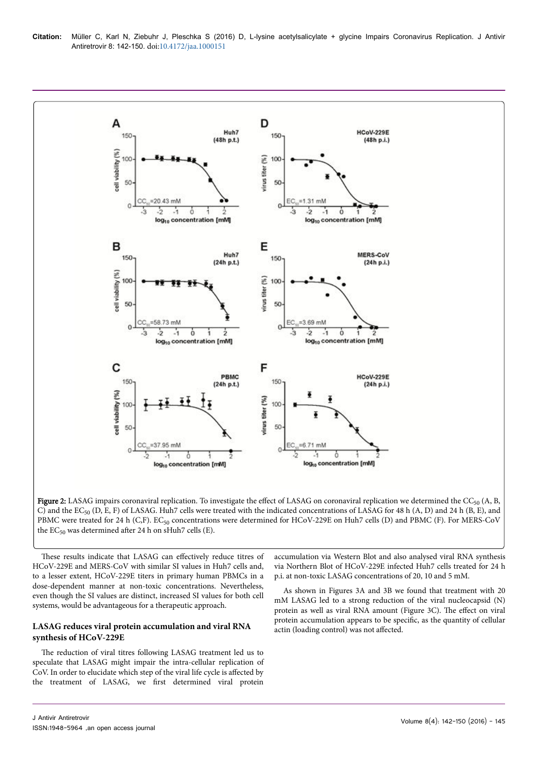Figure 2: LASAG impairs coronaviral replication. To investigate the effect of LASAG on coronaviral replication we determined the $CC_{50}$ (A, B, C) and the $EC_{50}$ (D, E, F) of LASAG. Huh7 cells were treated with the indicated concentrations of LASAG for 48 h (A, D) and 24 h (B, E), and PBMC were treated for 24 h (C,F). $EC_{50}$ concentrations were determined for HCoV-229E on Huh7 cells (D) and PBMC (F). For MERS-CoV the $EC_{50}$ was determined after 24 h on sHuh7 cells (E).

These results indicate that LASAG can effectively reduce titres of HCoV-229E and MERS-CoV with similar SI values in Huh7 cells and, to a lesser extent, HCoV-229E titers in primary human PBMCs in a dose-dependent manner at non-toxic concentrations. Nevertheless, even though the SI values are distinct, increased SI values for both cell systems, would be advantageous for a therapeutic approach.

### LASAG reduces viral protein accumulation and viral RNA synthesis of HCoV-229E

The reduction of viral titres following LASAG treatment led us to speculate that LASAG might impair the intra-cellular replication of CoV. In order to elucidate which step of the viral life cycle is affected by the treatment of LASAG, we first determined viral protein accumulation via Western Blot and also analysed viral RNA synthesis via Northern Blot of HCoV-229E infected Huh7 cells treated for 24 h p.i. at non-toxic LASAG concentrations of 20, 10 and 5 mM.

As shown in Figures 3A and 3B we found that treatment with 20 mM LASAG led to a strong reduction of the viral nucleocapsid (N) protein as well as viral RNA amount (Figure 3C). The effect on viral protein accumulation appears to be specific, as the quantity of cellular actin (loading control) was not affected.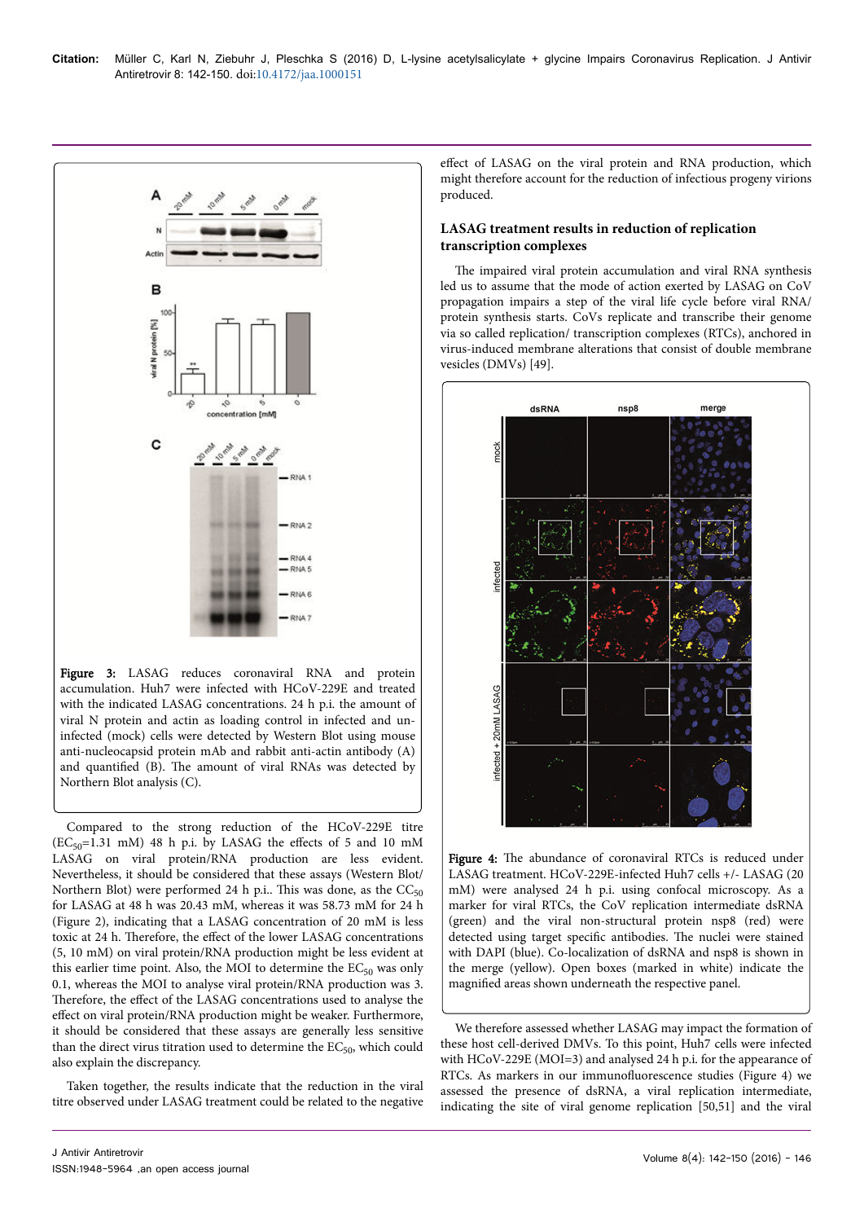**Figure 3:** LASAG reduces coronaviral RNA and protein accumulation. Huh7 were infected with HCoV-229E and treated with the indicated LASAG concentrations. 24 h p.i. the amount of viral N protein and actin as loading control in infected and uninfected (mock) cells were detected by Western Blot using mouse anti-nucleocapsid protein mAb and rabbit anti-actin antibody (A) and quantified (B). The amount of viral RNAs was detected by Northern Blot analysis (C).

Compared to the strong reduction of the HCoV-229E titre ($EC_{50}$=1.31 mM) 48 h p.i. by LASAG the effects of 5 and 10 mM LASAG on viral protein/RNA production are less evident. Nevertheless, it should be considered that these assays (Western Blot/Northern Blot) were performed 24 h p.i.. This was done, as the $CC_{50}$ for LASAG at 48 h was 20.43 mM, whereas it was 58.73 mM for 24 h (Figure 2), indicating that a LASAG concentration of 20 mM is less toxic at 24 h. Therefore, the effect of the lower LASAG concentrations (5, 10 mM) on viral protein/RNA production might be less evident at this earlier time point. Also, the MOI to determine the $EC_{50}$ was only 0.1, whereas the MOI to analyse viral protein/RNA production was 3. Therefore, the effect of the LASAG concentrations used to analyse the effect on viral protein/RNA production might be weaker. Furthermore, it should be considered that these assays are generally less sensitive than the direct virus titration used to determine the $EC_{50}$, which could also explain the discrepancy.

Taken together, the results indicate that the reduction in the viral titre observed under LASAG treatment could be related to the negative effect of LASAG on the viral protein and RNA production, which might therefore account for the reduction of infectious progeny virions produced.

### LASAG treatment results in reduction of replication transcription complexes

The impaired viral protein accumulation and viral RNA synthesis led us to assume that the mode of action exerted by LASAG on CoV propagation impairs a step of the viral life cycle before viral RNA/protein synthesis starts. CoVs replicate and transcribe their genome via so called replication/ transcription complexes (RTCs), anchored in virus-induced membrane alterations that consist of double membrane vesicles (DMVs) [49].

**Figure 4:** The abundance of coronaviral RTCs is reduced under LASAG treatment. HCoV-229E-infected Huh7 cells +/- LASAG (20 mM) were analysed 24 h p.i. using confocal microscopy. As a marker for viral RTCs, the CoV replication intermediate dsRNA (green) and the viral non-structural protein nsp8 (red) were detected using target specific antibodies. The nuclei were stained with DAPI (blue). Co-localization of dsRNA and nsp8 is shown in the merge (yellow). Open boxes (marked in white) indicate the magnified areas shown underneath the respective panel.

We therefore assessed whether LASAG may impact the formation of these host cell-derived DMVs. To this point, Huh7 cells were infected with HCoV-229E (MOI=3) and analysed 24 h p.i. for the appearance of RTCs. As markers in our immunofluorescence studies (Figure 4) we assessed the presence of dsRNA, a viral replication intermediate, indicating the site of viral genome replication [50,51] and the viral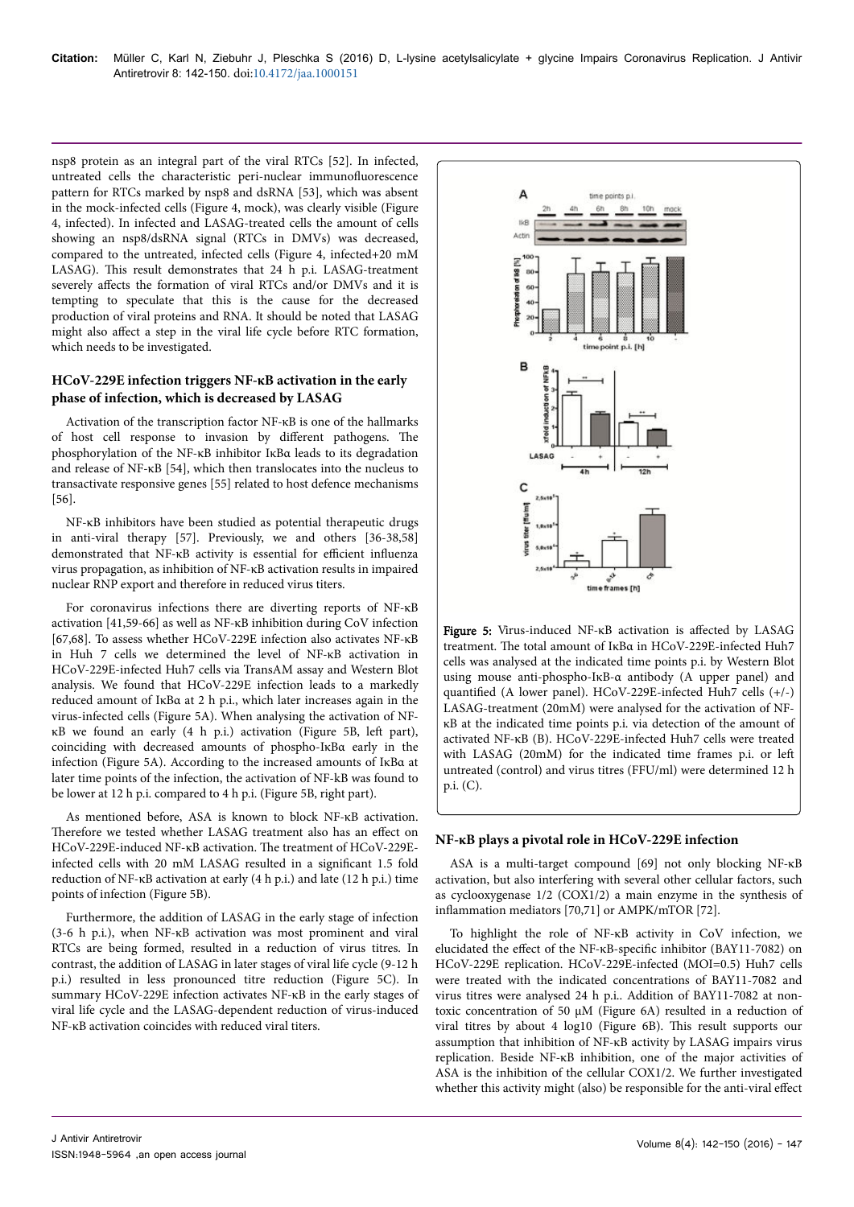nsp8 protein as an integral part of the viral RTCs [52]. In infected, untreated cells the characteristic peri-nuclear immunofluorescence pattern for RTCs marked by nsp8 and dsRNA [53], which was absent in the mock-infected cells (Figure 4, mock), was clearly visible (Figure 4, infected). In infected and LASAG-treated cells the amount of cells showing an nsp8/dsRNA signal (RTCs in DMVs) was decreased, compared to the untreated, infected cells (Figure 4, infected+20 mM LASAG). This result demonstrates that 24 h p.i. LASAG-treatment severely affects the formation of viral RTCs and/or DMVs and it is tempting to speculate that this is the cause for the decreased production of viral proteins and RNA. It should be noted that LASAG might also affect a step in the viral life cycle before RTC formation, which needs to be investigated.

### HCoV-229E infection triggers NF-κB activation in the early phase of infection, which is decreased by LASAG

Activation of the transcription factor NF-κB is one of the hallmarks of host cell response to invasion by different pathogens. The phosphorylation of the NF-κB inhibitor IκBα leads to its degradation and release of NF-κB [54], which then translocates into the nucleus to transactivate responsive genes [55] related to host defence mechanisms [56].

NF-κB inhibitors have been studied as potential therapeutic drugs in anti-viral therapy [57]. Previously, we and others [36-38,58] demonstrated that NF-κB activity is essential for efficient influenza virus propagation, as inhibition of NF-κB activation results in impaired nuclear RNP export and therefore in reduced virus titers.

For coronavirus infections there are diverting reports of NF-κB activation [41,59-66] as well as NF-κB inhibition during CoV infection [67,68]. To assess whether HCoV-229E infection also activates NF-κB in Huh 7 cells we determined the level of NF-κB activation in HCoV-229E-infected Huh7 cells via TransAM assay and Western Blot analysis. We found that HCoV-229E infection leads to a markedly reduced amount of IκBα at 2 h p.i., which later increases again in the virus-infected cells (Figure 5A). When analysing the activation of NF-κB we found an early (4 h p.i.) activation (Figure 5B, left part), coinciding with decreased amounts of phospho-IκBα early in the infection (Figure 5A). According to the increased amounts of IκBα at later time points of the infection, the activation of NF-kB was found to be lower at 12 h p.i. compared to 4 h p.i. (Figure 5B, right part).

As mentioned before, ASA is known to block NF-κB activation. Therefore we tested whether LASAG treatment also has an effect on HCoV-229E-induced NF-κB activation. The treatment of HCoV-229E-infected cells with 20 mM LASAG resulted in a significant 1.5 fold reduction of NF-κB activation at early (4 h p.i.) and late (12 h p.i.) time points of infection (Figure 5B).

Furthermore, the addition of LASAG in the early stage of infection (3-6 h p.i.), when NF-κB activation was most prominent and viral RTCs are being formed, resulted in a reduction of virus titres. In contrast, the addition of LASAG in later stages of viral life cycle (9-12 h p.i.) resulted in less pronounced titre reduction (Figure 5C). In summary HCoV-229E infection activates NF-κB in the early stages of viral life cycle and the LASAG-dependent reduction of virus-induced NF-κB activation coincides with reduced viral titers.

**Figure 5:** Virus-induced NF-κB activation is affected by LASAG treatment. The total amount of IκBα in HCoV-229E-infected Huh7 cells was analysed at the indicated time points p.i. by Western Blot using mouse anti-phospho-IκB-α antibody (A upper panel) and quantified (A lower panel). HCoV-229E-infected Huh7 cells (+/-) LASAG-treatment (20mM) were analysed for the activation of NF-κB at the indicated time points p.i. via detection of the amount of activated NF-κB (B). HCoV-229E-infected Huh7 cells were treated with LASAG (20mM) for the indicated time frames p.i. or left untreated (control) and virus titres (FFU/ml) were determined 12 h p.i. (C).

### NF-κB plays a pivotal role in HCoV-229E infection

ASA is a multi-target compound [69] not only blocking NF-κB activation, but also interfering with several other cellular factors, such as cyclooxygenase 1/2 (COX1/2) a main enzyme in the synthesis of inflammation mediators [70,71] or AMPK/mTOR [72].

To highlight the role of NF-κB activity in CoV infection, we elucidated the effect of the NF-κB-specific inhibitor (BAY11-7082) on HCoV-229E replication. HCoV-229E-infected (MOI=0.5) Huh7 cells were treated with the indicated concentrations of BAY11-7082 and virus titres were analysed 24 h p.i.. Addition of BAY11-7082 at non-toxic concentration of 50 µM (Figure 6A) resulted in a reduction of viral titres by about 4 log10 (Figure 6B). This result supports our assumption that inhibition of NF-κB activity by LASAG impairs virus replication. Beside NF-κB inhibition, one of the major activities of ASA is the inhibition of the cellular COX1/2. We further investigated whether this activity might (also) be responsible for the anti-viral effect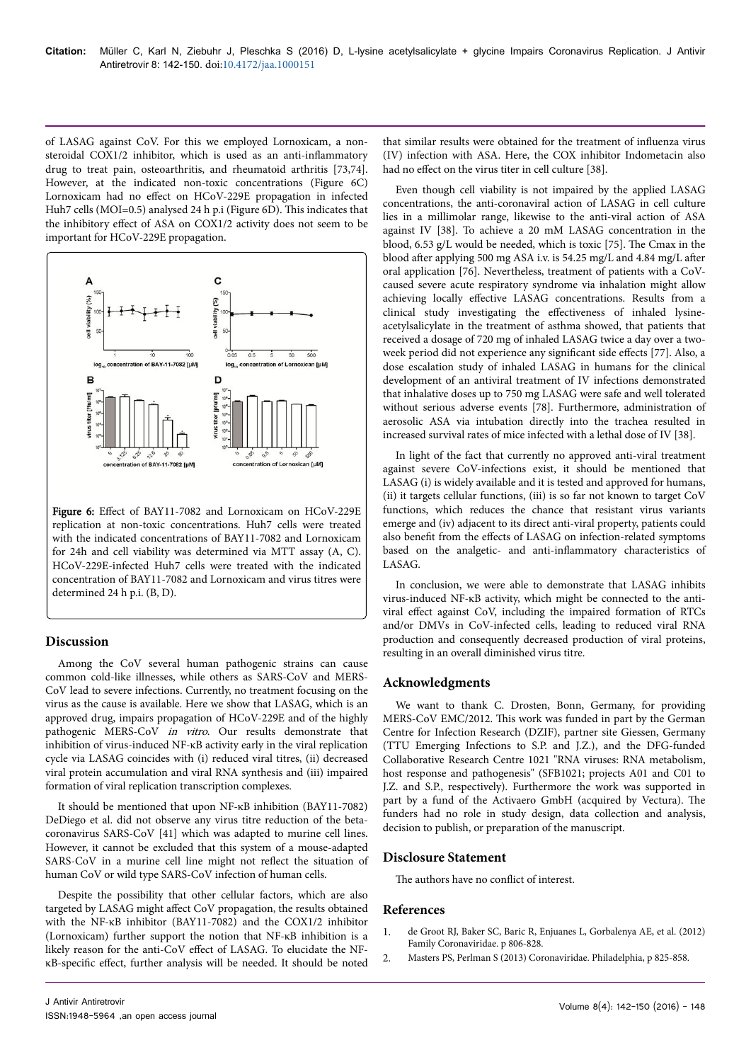of LASAG against CoV. For this we employed Lornoxicam, a non-steroidal COX1/2 inhibitor, which is used as an anti-inflammatory drug to treat pain, osteoarthritis, and rheumatoid arthritis [73,74]. However, at the indicated non-toxic concentrations (Figure 6C) Lornoxicam had no effect on HCoV-229E propagation in infected Huh7 cells (MOI=0.5) analysed 24 h p.i (Figure 6D). This indicates that the inhibitory effect of ASA on COX1/2 activity does not seem to be important for HCoV-229E propagation.

**Figure 6:** Effect of BAY11-7082 and Lornoxicam on HCoV-229E replication at non-toxic concentrations. Huh7 cells were treated with the indicated concentrations of BAY11-7082 and Lornoxicam for 24h and cell viability was determined via MTT assay (A, C). HCoV-229E-infected Huh7 cells were treated with the indicated concentration of BAY11-7082 and Lornoxicam and virus titres were determined 24 h p.i. (B, D).

## Discussion

Among the CoV several human pathogenic strains can cause common cold-like illnesses, while others as SARS-CoV and MERS-CoV lead to severe infections. Currently, no treatment focusing on the virus as the cause is available. Here we show that LASAG, which is an approved drug, impairs propagation of HCoV-229E and of the highly pathogenic MERS-CoV *in vitro*. Our results demonstrate that inhibition of virus-induced NF-κB activity early in the viral replication cycle via LASAG coincides with (i) reduced viral titres, (ii) decreased viral protein accumulation and viral RNA synthesis and (iii) impaired formation of viral replication transcription complexes.

It should be mentioned that upon NF-κB inhibition (BAY11-7082) DeDiego et al. did not observe any virus titre reduction of the beta-coronavirus SARS-CoV [41] which was adapted to murine cell lines. However, it cannot be excluded that this system of a mouse-adapted SARS-CoV in a murine cell line might not reflect the situation of human CoV or wild type SARS-CoV infection of human cells.

Despite the possibility that other cellular factors, which are also targeted by LASAG might affect CoV propagation, the results obtained with the NF-κB inhibitor (BAY11-7082) and the COX1/2 inhibitor (Lornoxicam) further support the notion that NF-κB inhibition is a likely reason for the anti-CoV effect of LASAG. To elucidate the NF-κB-specific effect, further analysis will be needed. It should be noted that similar results were obtained for the treatment of influenza virus (IV) infection with ASA. Here, the COX inhibitor Indometacin also had no effect on the virus titer in cell culture [38].

Even though cell viability is not impaired by the applied LASAG concentrations, the anti-coronaviral action of LASAG in cell culture lies in a millimolar range, likewise to the anti-viral action of ASA against IV [38]. To achieve a 20 mM LASAG concentration in the blood, 6.53 g/L would be needed, which is toxic [75]. The Cmax in the blood after applying 500 mg ASA i.v. is 54.25 mg/L and 4.84 mg/L after oral application [76]. Nevertheless, treatment of patients with a CoV-caused severe acute respiratory syndrome via inhalation might allow achieving locally effective LASAG concentrations. Results from a clinical study investigating the effectiveness of inhaled lysine-acetylsalicylate in the treatment of asthma showed, that patients that received a dosage of 720 mg of inhaled LASAG twice a day over a two-week period did not experience any significant side effects [77]. Also, a dose escalation study of inhaled LASAG in humans for the clinical development of an antiviral treatment of IV infections demonstrated that inhalative doses up to 750 mg LASAG were safe and well tolerated without serious adverse events [78]. Furthermore, administration of aerosolic ASA via intubation directly into the trachea resulted in increased survival rates of mice infected with a lethal dose of IV [38].

In light of the fact that currently no approved anti-viral treatment against severe CoV-infections exist, it should be mentioned that LASAG (i) is widely available and it is tested and approved for humans, (ii) it targets cellular functions, (iii) is so far not known to target CoV functions, which reduces the chance that resistant virus variants emerge and (iv) adjacent to its direct anti-viral property, patients could also benefit from the effects of LASAG on infection-related symptoms based on the analgetic- and anti-inflammatory characteristics of LASAG.

In conclusion, we were able to demonstrate that LASAG inhibits virus-induced NF-κB activity, which might be connected to the anti-viral effect against CoV, including the impaired formation of RTCs and/or DMVs in CoV-infected cells, leading to reduced viral RNA production and consequently decreased production of viral proteins, resulting in an overall diminished virus titre.

## Acknowledgments

We want to thank C. Drosten, Bonn, Germany, for providing MERS-CoV EMC/2012. This work was funded in part by the German Centre for Infection Research (DZIF), partner site Giessen, Germany (TTU Emerging Infections to S.P. and J.Z.), and the DFG-funded Collaborative Research Centre 1021 "RNA viruses: RNA metabolism, host response and pathogenesis" (SFB1021; projects A01 and C01 to J.Z. and S.P., respectively). Furthermore the work was supported in part by a fund of the Activaero GmbH (acquired by Vectura). The funders had no role in study design, data collection and analysis, decision to publish, or preparation of the manuscript.

## Disclosure Statement

The authors have no conflict of interest.

## References

1. de Groot RJ, Baker SC, Baric R, Enjuanes L, Gorbalenya AE, et al. (2012) Family Coronaviridae. p 806-828.
2. Masters PS, Perlman S (2013) Coronaviridae. Philadelphia, p 825-858.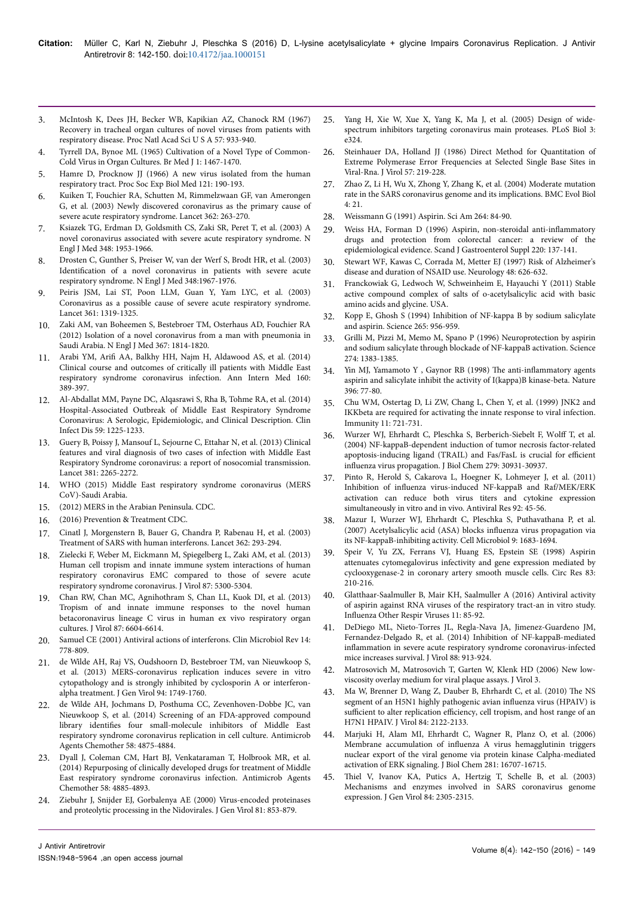3. McIntosh K, Dees JH, Becker WB, Kapikian AZ, Chanock RM (1967) Recovery in tracheal organ cultures of novel viruses from patients with respiratory disease. Proc Natl Acad Sci U S A 57: 933-940.
4. Tyrrell DA, Bynoe ML (1965) Cultivation of a Novel Type of Common-Cold Virus in Organ Cultures. Br Med J 1: 1467-1470.
5. Hamre D, Procknow JJ (1966) A new virus isolated from the human respiratory tract. Proc Soc Exp Biol Med 121: 190-193.
6. Kuiken T, Fouchier RA, Schutten M, Rimmelzwaan GF, van Amerongen G, et al. (2003) Newly discovered coronavirus as the primary cause of severe acute respiratory syndrome. Lancet 362: 263-270.
7. Ksiazek TG, Erdman D, Goldsmith CS, Zaki SR, Peret T, et al. (2003) A novel coronavirus associated with severe acute respiratory syndrome. N Engl J Med 348: 1953-1966.
8. Drosten C, Gunther S, Preiser W, van der Werf S, Brodt HR, et al. (2003) Identification of a novel coronavirus in patients with severe acute respiratory syndrome. N Engl J Med 348:1967-1976.
9. Peiris JSM, Lai ST, Poon LLM, Guan Y, Yam LYC, et al. (2003) Coronavirus as a possible cause of severe acute respiratory syndrome. Lancet 361: 1319-1325.
10. Zaki AM, van Boheemen S, Bestebroer TM, Osterhaus AD, Fouchier RA (2012) Isolation of a novel coronavirus from a man with pneumonia in Saudi Arabia. N Engl J Med 367: 1814-1820.
11. Arabi YM, Arifi AA, Balkhy HH, Najm H, Aldawood AS, et al. (2014) Clinical course and outcomes of critically ill patients with Middle East respiratory syndrome coronavirus infection. Ann Intern Med 160: 389-397.
12. Al-Abdallat MM, Payne DC, Alqasrawi S, Rha B, Tohme RA, et al. (2014) Hospital-Associated Outbreak of Middle East Respiratory Syndrome Coronavirus: A Serologic, Epidemiologic, and Clinical Description. Clin Infect Dis 59: 1225-1233.
13. Guery B, Poissy J, Mansouf L, Sejourne C, Ettahar N, et al. (2013) Clinical features and viral diagnosis of two cases of infection with Middle East Respiratory Syndrome coronavirus: a report of nosocomial transmission. Lancet 381: 2265-2272.
14. WHO (2015) Middle East respiratory syndrome coronavirus (MERS CoV)-Saudi Arabia.
15. (2012) MERS in the Arabian Peninsula. CDC.
16. (2016) Prevention & Treatment CDC.
17. Cinatl J, Morgenstern B, Bauer G, Chandra P, Rabenau H, et al. (2003) Treatment of SARS with human interferons. Lancet 362: 293-294.
18. Zielecki F, Weber M, Eickmann M, Spiegelberg L, Zaki AM, et al. (2013) Human cell tropism and innate immune system interactions of human respiratory coronavirus EMC compared to those of severe acute respiratory syndrome coronavirus. J Virol 87: 5300-5304.
19. Chan RW, Chan MC, Agnihothram S, Chan LL, Kuok DI, et al. (2013) Tropism of and innate immune responses to the novel human betacoronavirus lineage C virus in human ex vivo respiratory organ cultures. J Virol 87: 6604-6614.
20. Samuel CE (2001) Antiviral actions of interferons. Clin Microbiol Rev 14: 778-809.
21. de Wilde AH, Raj VS, Oudshoorn D, Bestebroer TM, van Nieuwkoop S, et al. (2013) MERS-coronavirus replication induces severe in vitro cytopathology and is strongly inhibited by cyclosporin A or interferon-alpha treatment. J Gen Virol 94: 1749-1760.
22. de Wilde AH, Jochmans D, Posthuma CC, Zevenhoven-Dobbe JC, van Nieuwkoop S, et al. (2014) Screening of an FDA-approved compound library identifies four small-molecule inhibitors of Middle East respiratory syndrome coronavirus replication in cell culture. Antimicrob Agents Chemother 58: 4875-4884.
23. Dyall J, Coleman CM, Hart BJ, Venkataraman T, Holbrook MR, et al. (2014) Repurposing of clinically developed drugs for treatment of Middle East respiratory syndrome coronavirus infection. Antimicrob Agents Chemother 58: 4885-4893.
24. Ziebuhr J, Snijder EJ, Gorbalenya AE (2000) Virus-encoded proteinases and proteolytic processing in the Nidovirales. J Gen Virol 81: 853-879.
25. Yang H, Xie W, Xue X, Yang K, Ma J, et al. (2005) Design of wide-spectrum inhibitors targeting coronavirus main proteases. PLoS Biol 3: e324.
26. Steinhauer DA, Holland JJ (1986) Direct Method for Quantitation of Extreme Polymerase Error Frequencies at Selected Single Base Sites in Viral-Rna. J Virol 57: 219-228.
27. Zhao Z, Li H, Wu X, Zhong Y, Zhang K, et al. (2004) Moderate mutation rate in the SARS coronavirus genome and its implications. BMC Evol Biol 4: 21.
28. Weissmann G (1991) Aspirin. Sci Am 264: 84-90.
29. Weiss HA, Forman D (1996) Aspirin, non-steroidal anti-inflammatory drugs and protection from colorectal cancer: a review of the epidemiological evidence. Scand J Gastroenterol Suppl 220: 137-141.
30. Stewart WF, Kawas C, Corrada M, Metter EJ (1997) Risk of Alzheimer's disease and duration of NSAID use. Neurology 48: 626-632.
31. Franckowiak G, Ledwoch W, Schweinheim E, Hayauchi Y (2011) Stable active compound complex of salts of o-acetylsalicylic acid with basic amino acids and glycine. USA.
32. Kopp E, Ghosh S (1994) Inhibition of NF-kappa B by sodium salicylate and aspirin. Science 265: 956-959.
33. Grilli M, Pizzi M, Memo M, Spano P (1996) Neuroprotection by aspirin and sodium salicylate through blockade of NF-kappaB activation. Science 274: 1383-1385.
34. Yin MJ, Yamamoto Y , Gaynor RB (1998) The anti-inflammatory agents aspirin and salicylate inhibit the activity of I(kappa)B kinase-beta. Nature 396: 77-80.
35. Chu WM, Ostertag D, Li ZW, Chang L, Chen Y, et al. (1999) JNK2 and IKKbeta are required for activating the innate response to viral infection. Immunity 11: 721-731.
36. Wurzer WJ, Ehrhardt C, Pleschka S, Berberich-Siebelt F, Wolff T, et al. (2004) NF-kappaB-dependent induction of tumor necrosis factor-related apoptosis-inducing ligand (TRAIL) and Fas/FasL is crucial for efficient influenza virus propagation. J Biol Chem 279: 30931-30937.
37. Pinto R, Herold S, Cakarova L, Hoegner K, Lohmeyer J, et al. (2011) Inhibition of influenza virus-induced NF-kappaB and Raf/MEK/ERK activation can reduce both virus titers and cytokine expression simultaneously in vitro and in vivo. Antiviral Res 92: 45-56.
38. Mazur I, Wurzer WJ, Ehrhardt C, Pleschka S, Puthavathana P, et al. (2007) Acetylsalicylic acid (ASA) blocks influenza virus propagation via its NF-kappaB-inhibiting activity. Cell Microbiol 9: 1683-1694.
39. Speir V, Yu ZX, Ferrans VJ, Huang ES, Epstein SE (1998) Aspirin attenuates cytomegalovirus infectivity and gene expression mediated by cyclooxygenase-2 in coronary artery smooth muscle cells. Circ Res 83: 210-216.
40. Glatthaar-Saalmuller B, Mair KH, Saalmuller A (2016) Antiviral activity of aspirin against RNA viruses of the respiratory tract-an in vitro study. Influenza Other Respir Viruses 11: 85-92.
41. DeDiego ML, Nieto-Torres JL, Regla-Nava JA, Jimenez-Guardeno JM, Fernandez-Delgado R, et al. (2014) Inhibition of NF-kappaB-mediated inflammation in severe acute respiratory syndrome coronavirus-infected mice increases survival. J Virol 88: 913-924.
42. Matrosovich M, Matrosovich T, Garten W, Klenk HD (2006) New low-viscosity overlay medium for viral plaque assays. J Virol 3.
43. Ma W, Brenner D, Wang Z, Dauber B, Ehrhardt C, et al. (2010) The NS segment of an H5N1 highly pathogenic avian influenza virus (HPAIV) is sufficient to alter replication efficiency, cell tropism, and host range of an H7N1 HPAIV. J Virol 84: 2122-2133.
44. Marjuki H, Alam MI, Ehrhardt C, Wagner R, Planz O, et al. (2006) Membrane accumulation of influenza A virus hemagglutinin triggers nuclear export of the viral genome via protein kinase Calpha-mediated activation of ERK signaling. J Biol Chem 281: 16707-16715.
45. Thiel V, Ivanov KA, Putics A, Hertzig T, Schelle B, et al. (2003) Mechanisms and enzymes involved in SARS coronavirus genome expression. J Gen Virol 84: 2305-2315.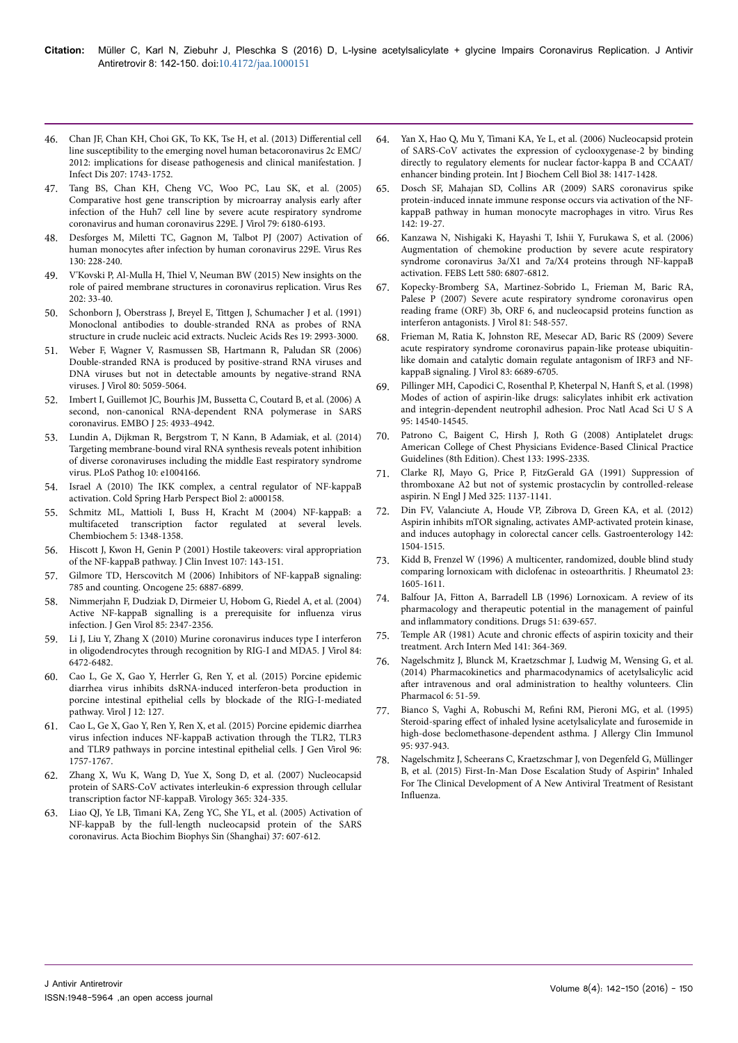46. Chan JF, Chan KH, Choi GK, To KK, Tse H, et al. (2013) Differential cell line susceptibility to the emerging novel human betacoronavirus 2c EMC/2012: implications for disease pathogenesis and clinical manifestation. J Infect Dis 207: 1743-1752.

47. Tang BS, Chan KH, Cheng VC, Woo PC, Lau SK, et al. (2005) Comparative host gene transcription by microarray analysis early after infection of the Huh7 cell line by severe acute respiratory syndrome coronavirus and human coronavirus 229E. J Virol 79: 6180-6193.

48. Desforges M, Miletti TC, Gagnon M, Talbot PJ (2007) Activation of human monocytes after infection by human coronavirus 229E. Virus Res 130: 228-240.

49. V'Kovski P, Al-Mulla H, Thiel V, Neuman BW (2015) New insights on the role of paired membrane structures in coronavirus replication. Virus Res 202: 33-40.

50. Schonborn J, Oberstrass J, Breyel E, Tittgen J, Schumacher J et al. (1991) Monoclonal antibodies to double-stranded RNA as probes of RNA structure in crude nucleic acid extracts. Nucleic Acids Res 19: 2993-3000.

51. Weber F, Wagner V, Rasmussen SB, Hartmann R, Paludan SR (2006) Double-stranded RNA is produced by positive-strand RNA viruses and DNA viruses but not in detectable amounts by negative-strand RNA viruses. J Virol 80: 5059-5064.

52. Imbert I, Guillemot JC, Bourhis JM, Bussetta C, Coutard B, et al. (2006) A second, non-canonical RNA-dependent RNA polymerase in SARS coronavirus. EMBO J 25: 4933-4942.

53. Lundin A, Dijkman R, Bergstrom T, N Kann, B Adamiak, et al. (2014) Targeting membrane-bound viral RNA synthesis reveals potent inhibition of diverse coronaviruses including the middle East respiratory syndrome virus. PLoS Pathog 10: e1004166.

54. Israel A (2010) The IKK complex, a central regulator of NF-kappaB activation. Cold Spring Harb Perspect Biol 2: a000158.

55. Schmitz ML, Mattioli I, Buss H, Kracht M (2004) NF-kappaB: a multifaceted transcription factor regulated at several levels. Chembiochem 5: 1348-1358.

56. Hiscott J, Kwon H, Genin P (2001) Hostile takeovers: viral appropriation of the NF-kappaB pathway. J Clin Invest 107: 143-151.

57. Gilmore TD, Herscovitch M (2006) Inhibitors of NF-kappaB signaling: 785 and counting. Oncogene 25: 6887-6899.

58. Nimmerjahn F, Dudziak D, Dirmeier U, Hobom G, Riedel A, et al. (2004) Active NF-kappaB signalling is a prerequisite for influenza virus infection. J Gen Virol 85: 2347-2356.

59. Li J, Liu Y, Zhang X (2010) Murine coronavirus induces type I interferon in oligodendrocytes through recognition by RIG-I and MDA5. J Virol 84: 6472-6482.

60. Cao L, Ge X, Gao Y, Herrler G, Ren Y, et al. (2015) Porcine epidemic diarrhea virus inhibits dsRNA-induced interferon-beta production in porcine intestinal epithelial cells by blockade of the RIG-I-mediated pathway. Virol J 12: 127.

61. Cao L, Ge X, Gao Y, Ren Y, Ren X, et al. (2015) Porcine epidemic diarrhea virus infection induces NF-kappaB activation through the TLR2, TLR3 and TLR9 pathways in porcine intestinal epithelial cells. J Gen Virol 96: 1757-1767.

62. Zhang X, Wu K, Wang D, Yue X, Song D, et al. (2007) Nucleocapsid protein of SARS-CoV activates interleukin-6 expression through cellular transcription factor NF-kappaB. Virology 365: 324-335.

63. Liao QJ, Ye LB, Timani KA, Zeng YC, She YL, et al. (2005) Activation of NF-kappaB by the full-length nucleocapsid protein of the SARS coronavirus. Acta Biochim Biophys Sin (Shanghai) 37: 607-612.

64. Yan X, Hao Q, Mu Y, Timani KA, Ye L, et al. (2006) Nucleocapsid protein of SARS-CoV activates the expression of cyclooxygenase-2 by binding directly to regulatory elements for nuclear factor-kappa B and CCAAT/enhancer binding protein. Int J Biochem Cell Biol 38: 1417-1428.

65. Dosch SF, Mahajan SD, Collins AR (2009) SARS coronavirus spike protein-induced innate immune response occurs via activation of the NF-kappaB pathway in human monocyte macrophages in vitro. Virus Res 142: 19-27.

66. Kanzawa N, Nishigaki K, Hayashi T, Ishii Y, Furukawa S, et al. (2006) Augmentation of chemokine production by severe acute respiratory syndrome coronavirus 3a/X1 and 7a/X4 proteins through NF-kappaB activation. FEBS Lett 580: 6807-6812.

67. Kopecky-Bromberg SA, Martinez-Sobrido L, Frieman M, Baric RA, Palese P (2007) Severe acute respiratory syndrome coronavirus open reading frame (ORF) 3b, ORF 6, and nucleocapsid proteins function as interferon antagonists. J Virol 81: 548-557.

68. Frieman M, Ratia K, Johnston RE, Mesecar AD, Baric RS (2009) Severe acute respiratory syndrome coronavirus papain-like protease ubiquitin-like domain and catalytic domain regulate antagonism of IRF3 and NF-kappaB signaling. J Virol 83: 6689-6705.

69. Pillinger MH, Capodici C, Rosenthal P, Kheterpal N, Hanft S, et al. (1998) Modes of action of aspirin-like drugs: salicylates inhibit erk activation and integrin-dependent neutrophil adhesion. Proc Natl Acad Sci U S A 95: 14540-14545.

70. Patrono C, Baigent C, Hirsh J, Roth G (2008) Antiplatelet drugs: American College of Chest Physicians Evidence-Based Clinical Practice Guidelines (8th Edition). Chest 133: 199S-233S.

71. Clarke RJ, Mayo G, Price P, FitzGerald GA (1991) Suppression of thromboxane A2 but not of systemic prostacyclin by controlled-release aspirin. N Engl J Med 325: 1137-1141.

72. Din FV, Valanciute A, Houde VP, Zibrova D, Green KA, et al. (2012) Aspirin inhibits mTOR signaling, activates AMP-activated protein kinase, and induces autophagy in colorectal cancer cells. Gastroenterology 142: 1504-1515.

73. Kidd B, Frenzel W (1996) A multicenter, randomized, double blind study comparing lornoxicam with diclofenac in osteoarthritis. J Rheumatol 23: 1605-1611.

74. Balfour JA, Fitton A, Barradell LB (1996) Lornoxicam. A review of its pharmacology and therapeutic potential in the management of painful and inflammatory conditions. Drugs 51: 639-657.

75. Temple AR (1981) Acute and chronic effects of aspirin toxicity and their treatment. Arch Intern Med 141: 364-369.

76. Nagelschmitz J, Blunck M, Kraetzschmar J, Ludwig M, Wensing G, et al. (2014) Pharmacokinetics and pharmacodynamics of acetylsalicylic acid after intravenous and oral administration to healthy volunteers. Clin Pharmacol 6: 51-59.

77. Bianco S, Vaghi A, Robuschi M, Refini RM, Pieroni MG, et al. (1995) Steroid-sparing effect of inhaled lysine acetylsalicylate and furosemide in high-dose beclomethasone-dependent asthma. J Allergy Clin Immunol 95: 937-943.

78. Nagelschmitz J, Scheerans C, Kraetzschmar J, von Degenfeld G, Müllinger B, et al. (2015) First-In-Man Dose Escalation Study of Aspirin® Inhaled For The Clinical Development of A New Antiviral Treatment of Resistant Influenza.